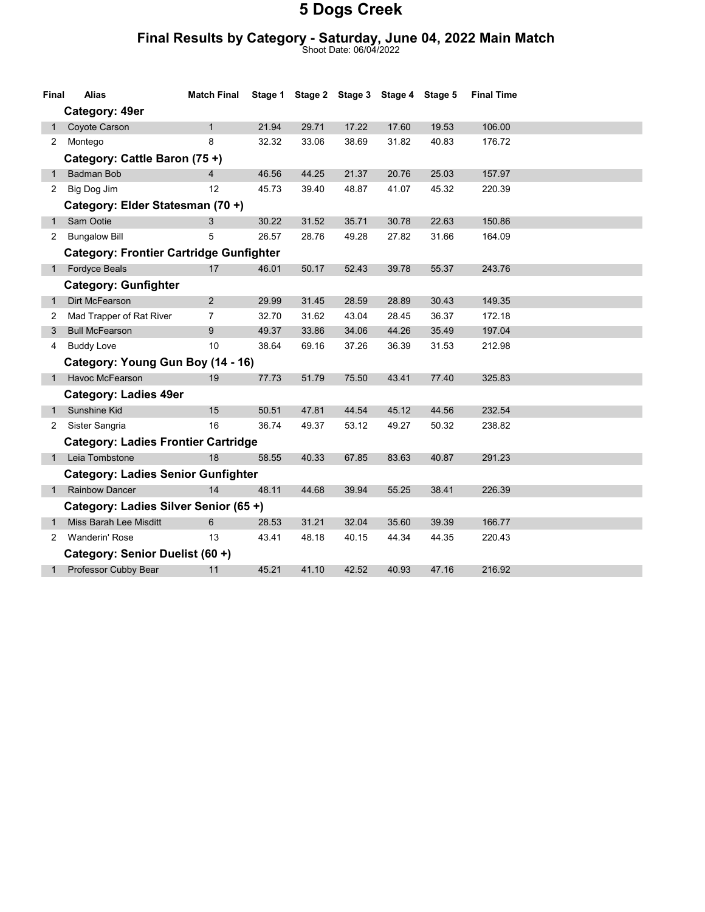# 5 Dogs Creek

## Final Results by Category - Saturday, June 04, 2022 Main Match

Shoot Date: 06/04/2022

| Final | Alias | Match Final | Stage 1 | Stage 2 | Stage 3 | Stage 4 | Stage 5 | Final Time |
|---|---|---|---|---|---|---|---|---|
| | **Category: 49er** | | | | | | | |
| 1 | Coyote Carson | 1 | 21.94 | 29.71 | 17.22 | 17.60 | 19.53 | 106.00 |
| 2 | Montego | 8 | 32.32 | 33.06 | 38.69 | 31.82 | 40.83 | 176.72 |
| | **Category: Cattle Baron (75 +)** | | | | | | | |
| 1 | Badman Bob | 4 | 46.56 | 44.25 | 21.37 | 20.76 | 25.03 | 157.97 |
| 2 | Big Dog Jim | 12 | 45.73 | 39.40 | 48.87 | 41.07 | 45.32 | 220.39 |
| | **Category: Elder Statesman (70 +)** | | | | | | | |
| 1 | Sam Ootie | 3 | 30.22 | 31.52 | 35.71 | 30.78 | 22.63 | 150.86 |
| 2 | Bungalow Bill | 5 | 26.57 | 28.76 | 49.28 | 27.82 | 31.66 | 164.09 |
| | **Category: Frontier Cartridge Gunfighter** | | | | | | | |
| 1 | Fordyce Beals | 17 | 46.01 | 50.17 | 52.43 | 39.78 | 55.37 | 243.76 |
| | **Category: Gunfighter** | | | | | | | |
| 1 | Dirt McFearson | 2 | 29.99 | 31.45 | 28.59 | 28.89 | 30.43 | 149.35 |
| 2 | Mad Trapper of Rat River | 7 | 32.70 | 31.62 | 43.04 | 28.45 | 36.37 | 172.18 |
| 3 | Bull McFearson | 9 | 49.37 | 33.86 | 34.06 | 44.26 | 35.49 | 197.04 |
| 4 | Buddy Love | 10 | 38.64 | 69.16 | 37.26 | 36.39 | 31.53 | 212.98 |
| | **Category: Young Gun Boy (14 - 16)** | | | | | | | |
| 1 | Havoc McFearson | 19 | 77.73 | 51.79 | 75.50 | 43.41 | 77.40 | 325.83 |
| | **Category: Ladies 49er** | | | | | | | |
| 1 | Sunshine Kid | 15 | 50.51 | 47.81 | 44.54 | 45.12 | 44.56 | 232.54 |
| 2 | Sister Sangria | 16 | 36.74 | 49.37 | 53.12 | 49.27 | 50.32 | 238.82 |
| | **Category: Ladies Frontier Cartridge** | | | | | | | |
| 1 | Leia Tombstone | 18 | 58.55 | 40.33 | 67.85 | 83.63 | 40.87 | 291.23 |
| | **Category: Ladies Senior Gunfighter** | | | | | | | |
| 1 | Rainbow Dancer | 14 | 48.11 | 44.68 | 39.94 | 55.25 | 38.41 | 226.39 |
| | **Category: Ladies Silver Senior (65 +)** | | | | | | | |
| 1 | Miss Barah Lee Misditt | 6 | 28.53 | 31.21 | 32.04 | 35.60 | 39.39 | 166.77 |
| 2 | Wanderin' Rose | 13 | 43.41 | 48.18 | 40.15 | 44.34 | 44.35 | 220.43 |
| | **Category: Senior Duelist (60 +)** | | | | | | | |
| 1 | Professor Cubby Bear | 11 | 45.21 | 41.10 | 42.52 | 40.93 | 47.16 | 216.92 |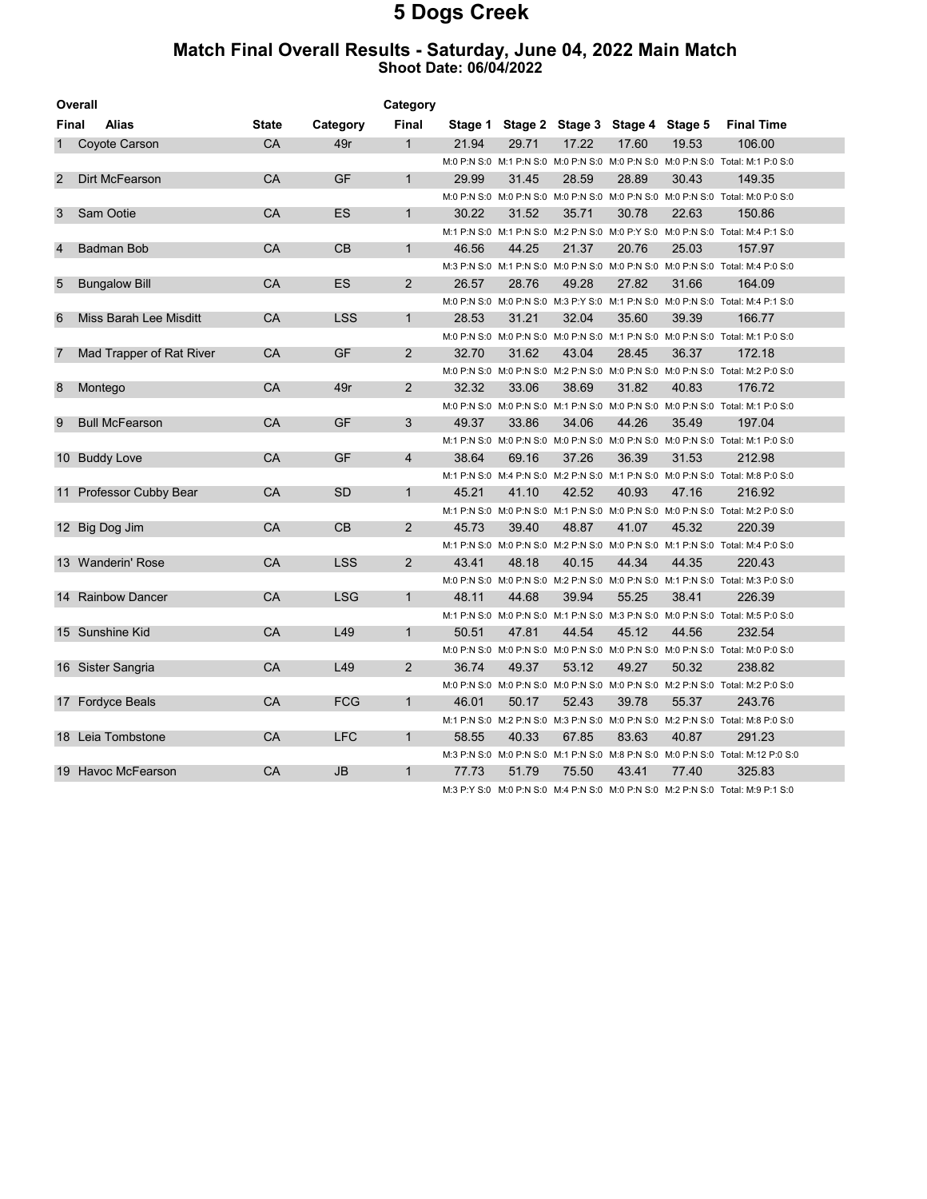# 5 Dogs Creek

## Match Final Overall Results - Saturday, June 04, 2022 Main Match

### Shoot Date: 06/04/2022

| Overall Final | Alias | State | Category | Category Final | Stage 1 | Stage 2 | Stage 3 | Stage 4 | Stage 5 | Final Time |
|---|---|---|---|---|---|---|---|---|---|---|
| 1 | Coyote Carson | CA | 49r | 1 | 21.94 | 29.71 | 17.22 | 17.60 | 19.53 | 106.00 |
| | | | | | M:0 P:N S:0 | M:1 P:N S:0 | M:0 P:N S:0 | M:0 P:N S:0 | M:0 P:N S:0 | Total: M:1 P:0 S:0 |
| 2 | Dirt McFearson | CA | GF | 1 | 29.99 | 31.45 | 28.59 | 28.89 | 30.43 | 149.35 |
| | | | | | M:0 P:N S:0 | M:0 P:N S:0 | M:0 P:N S:0 | M:0 P:N S:0 | M:0 P:N S:0 | Total: M:0 P:0 S:0 |
| 3 | Sam Ootie | CA | ES | 1 | 30.22 | 31.52 | 35.71 | 30.78 | 22.63 | 150.86 |
| | | | | | M:1 P:N S:0 | M:1 P:N S:0 | M:2 P:N S:0 | M:0 P:Y S:0 | M:0 P:N S:0 | Total: M:4 P:1 S:0 |
| 4 | Badman Bob | CA | CB | 1 | 46.56 | 44.25 | 21.37 | 20.76 | 25.03 | 157.97 |
| | | | | | M:3 P:N S:0 | M:1 P:N S:0 | M:0 P:N S:0 | M:0 P:N S:0 | M:0 P:N S:0 | Total: M:4 P:0 S:0 |
| 5 | Bungalow Bill | CA | ES | 2 | 26.57 | 28.76 | 49.28 | 27.82 | 31.66 | 164.09 |
| | | | | | M:0 P:N S:0 | M:0 P:N S:0 | M:3 P:Y S:0 | M:1 P:N S:0 | M:0 P:N S:0 | Total: M:4 P:1 S:0 |
| 6 | Miss Barah Lee Misditt | CA | LSS | 1 | 28.53 | 31.21 | 32.04 | 35.60 | 39.39 | 166.77 |
| | | | | | M:0 P:N S:0 | M:0 P:N S:0 | M:0 P:N S:0 | M:1 P:N S:0 | M:0 P:N S:0 | Total: M:1 P:0 S:0 |
| 7 | Mad Trapper of Rat River | CA | GF | 2 | 32.70 | 31.62 | 43.04 | 28.45 | 36.37 | 172.18 |
| | | | | | M:0 P:N S:0 | M:0 P:N S:0 | M:2 P:N S:0 | M:0 P:N S:0 | M:0 P:N S:0 | Total: M:2 P:0 S:0 |
| 8 | Montego | CA | 49r | 2 | 32.32 | 33.06 | 38.69 | 31.82 | 40.83 | 176.72 |
| | | | | | M:0 P:N S:0 | M:0 P:N S:0 | M:1 P:N S:0 | M:0 P:N S:0 | M:0 P:N S:0 | Total: M:1 P:0 S:0 |
| 9 | Bull McFearson | CA | GF | 3 | 49.37 | 33.86 | 34.06 | 44.26 | 35.49 | 197.04 |
| | | | | | M:1 P:N S:0 | M:0 P:N S:0 | M:0 P:N S:0 | M:0 P:N S:0 | M:0 P:N S:0 | Total: M:1 P:0 S:0 |
| 10 | Buddy Love | CA | GF | 4 | 38.64 | 69.16 | 37.26 | 36.39 | 31.53 | 212.98 |
| | | | | | M:1 P:N S:0 | M:4 P:N S:0 | M:2 P:N S:0 | M:1 P:N S:0 | M:0 P:N S:0 | Total: M:8 P:0 S:0 |
| 11 | Professor Cubby Bear | CA | SD | 1 | 45.21 | 41.10 | 42.52 | 40.93 | 47.16 | 216.92 |
| | | | | | M:1 P:N S:0 | M:0 P:N S:0 | M:1 P:N S:0 | M:0 P:N S:0 | M:0 P:N S:0 | Total: M:2 P:0 S:0 |
| 12 | Big Dog Jim | CA | CB | 2 | 45.73 | 39.40 | 48.87 | 41.07 | 45.32 | 220.39 |
| | | | | | M:1 P:N S:0 | M:0 P:N S:0 | M:2 P:N S:0 | M:0 P:N S:0 | M:1 P:N S:0 | Total: M:4 P:0 S:0 |
| 13 | Wanderin' Rose | CA | LSS | 2 | 43.41 | 48.18 | 40.15 | 44.34 | 44.35 | 220.43 |
| | | | | | M:0 P:N S:0 | M:0 P:N S:0 | M:2 P:N S:0 | M:0 P:N S:0 | M:1 P:N S:0 | Total: M:3 P:0 S:0 |
| 14 | Rainbow Dancer | CA | LSG | 1 | 48.11 | 44.68 | 39.94 | 55.25 | 38.41 | 226.39 |
| | | | | | M:1 P:N S:0 | M:0 P:N S:0 | M:1 P:N S:0 | M:3 P:N S:0 | M:0 P:N S:0 | Total: M:5 P:0 S:0 |
| 15 | Sunshine Kid | CA | L49 | 1 | 50.51 | 47.81 | 44.54 | 45.12 | 44.56 | 232.54 |
| | | | | | M:0 P:N S:0 | M:0 P:N S:0 | M:0 P:N S:0 | M:0 P:N S:0 | M:0 P:N S:0 | Total: M:0 P:0 S:0 |
| 16 | Sister Sangria | CA | L49 | 2 | 36.74 | 49.37 | 53.12 | 49.27 | 50.32 | 238.82 |
| | | | | | M:0 P:N S:0 | M:0 P:N S:0 | M:0 P:N S:0 | M:0 P:N S:0 | M:2 P:N S:0 | Total: M:2 P:0 S:0 |
| 17 | Fordyce Beals | CA | FCG | 1 | 46.01 | 50.17 | 52.43 | 39.78 | 55.37 | 243.76 |
| | | | | | M:1 P:N S:0 | M:2 P:N S:0 | M:3 P:N S:0 | M:0 P:N S:0 | M:2 P:N S:0 | Total: M:8 P:0 S:0 |
| 18 | Leia Tombstone | CA | LFC | 1 | 58.55 | 40.33 | 67.85 | 83.63 | 40.87 | 291.23 |
| | | | | | M:3 P:N S:0 | M:0 P:N S:0 | M:1 P:N S:0 | M:8 P:N S:0 | M:0 P:N S:0 | Total: M:12 P:0 S:0 |
| 19 | Havoc McFearson | CA | JB | 1 | 77.73 | 51.79 | 75.50 | 43.41 | 77.40 | 325.83 |
| | | | | | M:3 P:Y S:0 | M:0 P:N S:0 | M:4 P:N S:0 | M:0 P:N S:0 | M:2 P:N S:0 | Total: M:9 P:1 S:0 |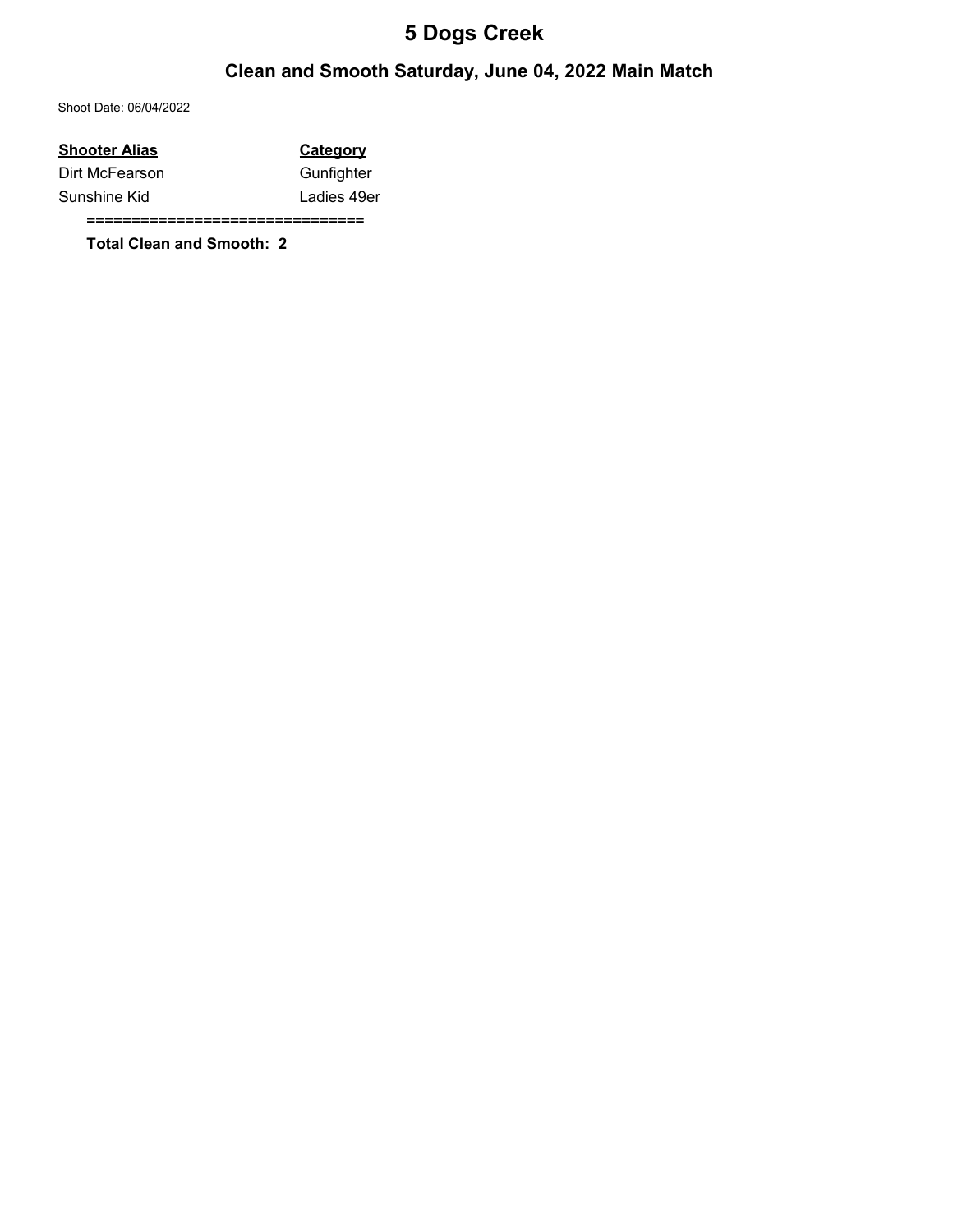# 5 Dogs Creek

## Clean and Smooth Saturday, June 04, 2022 Main Match

Shoot Date: 06/04/2022

| Shooter Alias | Category |
| --- | --- |
| Dirt McFearson | Gunfighter |
| Sunshine Kid | Ladies 49er |

==============================

**Total Clean and Smooth: 2**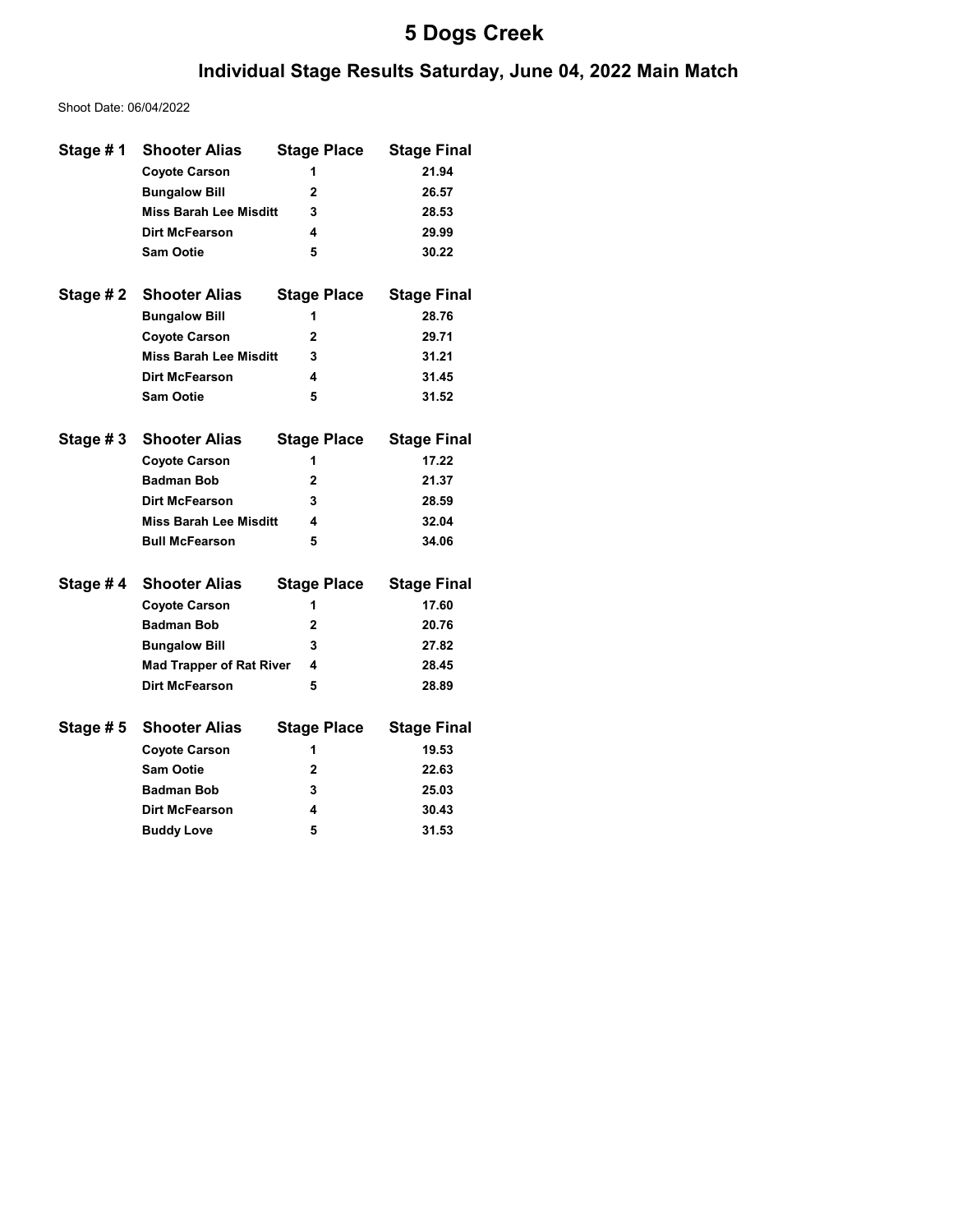# 5 Dogs Creek

## Individual Stage Results Saturday, June 04, 2022 Main Match

Shoot Date: 06/04/2022

| Stage # 1 | Shooter Alias | Stage Place | Stage Final |
|---|---|---|---|
| | Coyote Carson | 1 | 21.94 |
| | Bungalow Bill | 2 | 26.57 |
| | Miss Barah Lee Misditt | 3 | 28.53 |
| | Dirt McFearson | 4 | 29.99 |
| | Sam Ootie | 5 | 30.22 |

| Stage # 2 | Shooter Alias | Stage Place | Stage Final |
|---|---|---|---|
| | Bungalow Bill | 1 | 28.76 |
| | Coyote Carson | 2 | 29.71 |
| | Miss Barah Lee Misditt | 3 | 31.21 |
| | Dirt McFearson | 4 | 31.45 |
| | Sam Ootie | 5 | 31.52 |

| Stage # 3 | Shooter Alias | Stage Place | Stage Final |
|---|---|---|---|
| | Coyote Carson | 1 | 17.22 |
| | Badman Bob | 2 | 21.37 |
| | Dirt McFearson | 3 | 28.59 |
| | Miss Barah Lee Misditt | 4 | 32.04 |
| | Bull McFearson | 5 | 34.06 |

| Stage # 4 | Shooter Alias | Stage Place | Stage Final |
|---|---|---|---|
| | Coyote Carson | 1 | 17.60 |
| | Badman Bob | 2 | 20.76 |
| | Bungalow Bill | 3 | 27.82 |
| | Mad Trapper of Rat River | 4 | 28.45 |
| | Dirt McFearson | 5 | 28.89 |

| Stage # 5 | Shooter Alias | Stage Place | Stage Final |
|---|---|---|---|
| | Coyote Carson | 1 | 19.53 |
| | Sam Ootie | 2 | 22.63 |
| | Badman Bob | 3 | 25.03 |
| | Dirt McFearson | 4 | 30.43 |
| | Buddy Love | 5 | 31.53 |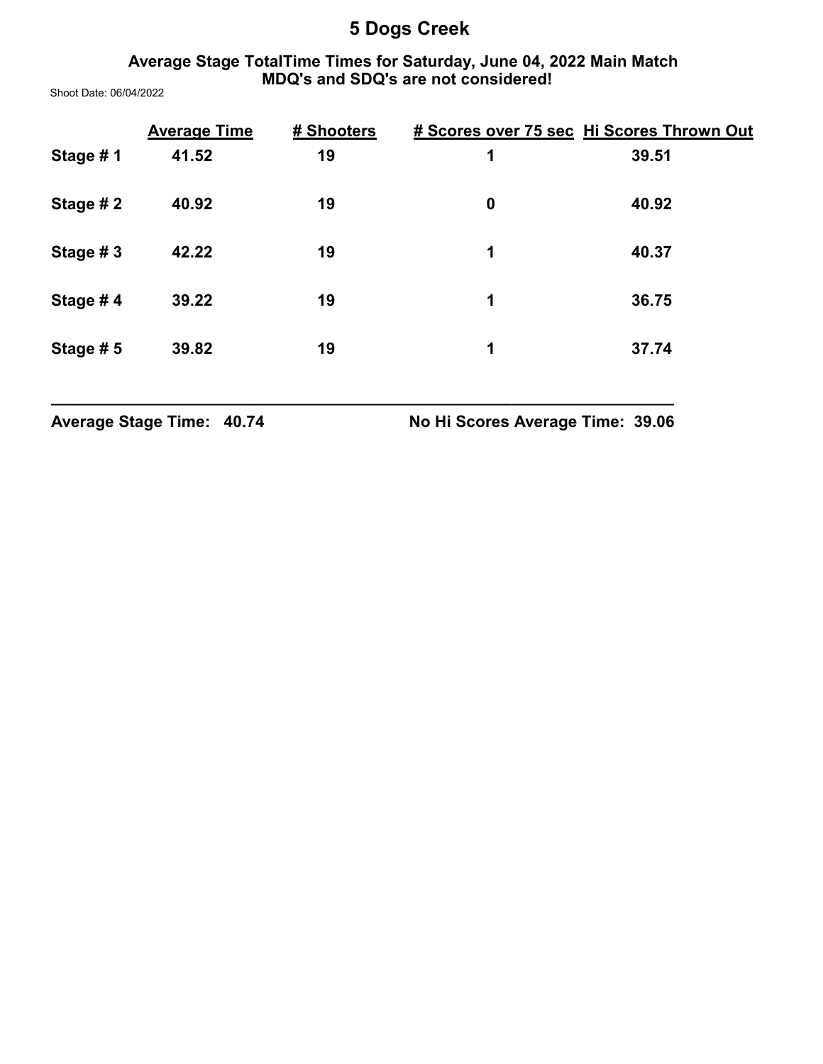# 5 Dogs Creek

### Average Stage TotalTime Times for Saturday, June 04, 2022 Main Match
### MDQ's and SDQ's are not considered!

Shoot Date: 06/04/2022

| | Average Time | # Shooters | # Scores over 75 sec | Hi Scores Thrown Out |
|---|---|---|---|---|
| Stage # 1 | 41.52 | 19 | 1 | 39.51 |
| Stage # 2 | 40.92 | 19 | 0 | 40.92 |
| Stage # 3 | 42.22 | 19 | 1 | 40.37 |
| Stage # 4 | 39.22 | 19 | 1 | 36.75 |
| Stage # 5 | 39.82 | 19 | 1 | 37.74 |

**Average Stage Time: 40.74** **No Hi Scores Average Time: 39.06**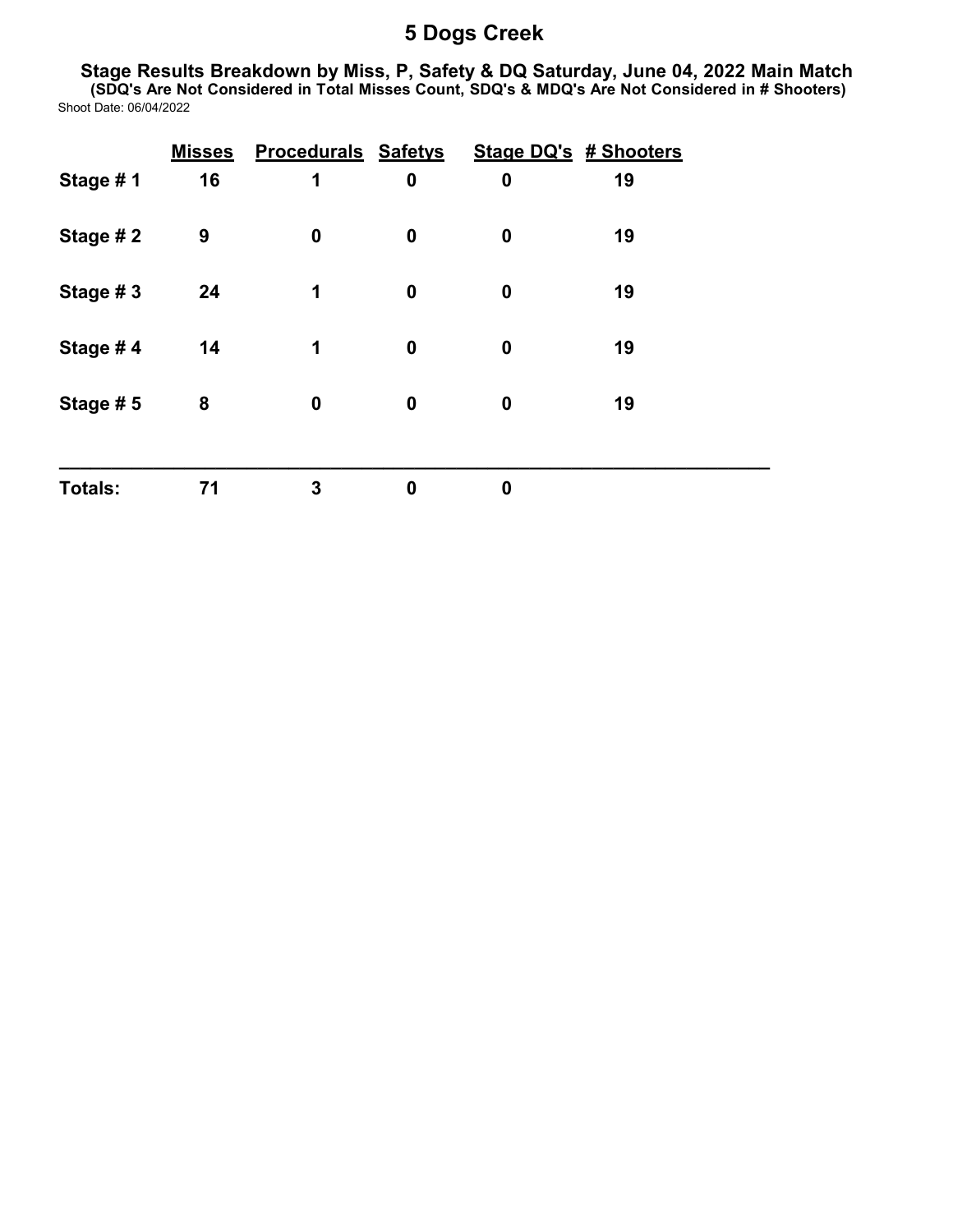# 5 Dogs Creek

**Stage Results Breakdown by Miss, P, Safety & DQ Saturday, June 04, 2022 Main Match**
**(SDQ's Are Not Considered in Total Misses Count, SDQ's & MDQ's Are Not Considered in # Shooters)**

Shoot Date: 06/04/2022

| | Misses | Procedurals | Safetys | Stage DQ's | # Shooters |
|---|---|---|---|---|---|
| **Stage # 1** | 16 | 1 | 0 | 0 | 19 |
| **Stage # 2** | 9 | 0 | 0 | 0 | 19 |
| **Stage # 3** | 24 | 1 | 0 | 0 | 19 |
| **Stage # 4** | 14 | 1 | 0 | 0 | 19 |
| **Stage # 5** | 8 | 0 | 0 | 0 | 19 |
| **Totals:** | 71 | 3 | 0 | 0 | |